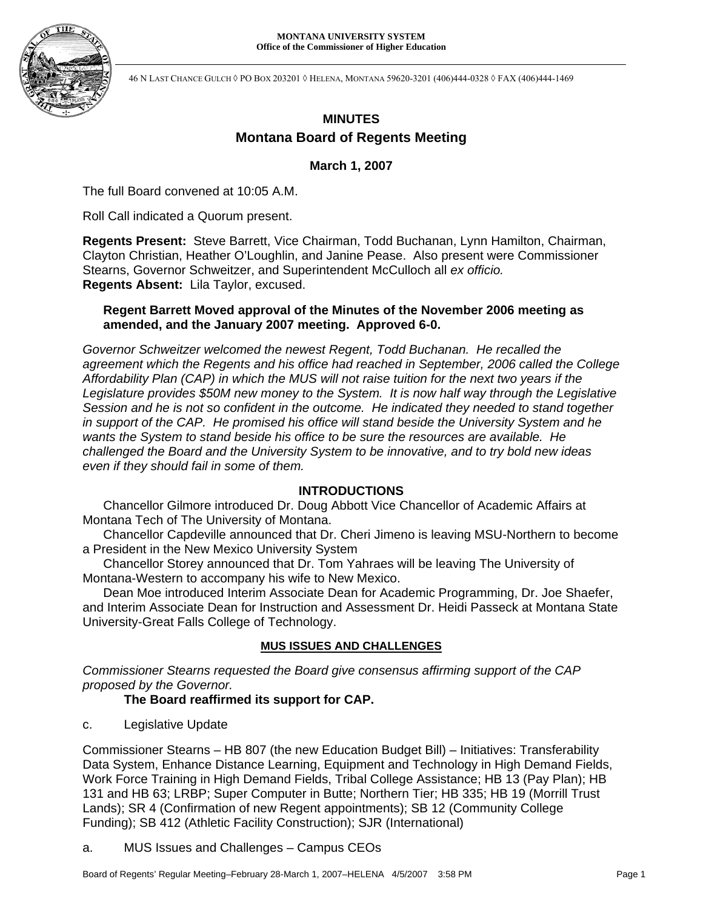**MONTANA UNIVERSITY SYSTEM**
**Office of the Commissioner of Higher Education**

46 N LAST CHANCE GULCH ◊ PO BOX 203201 ◊ HELENA, MONTANA 59620-3201 (406)444-0328 ◊ FAX (406)444-1469

# MINUTES

## Montana Board of Regents Meeting

### March 1, 2007

The full Board convened at 10:05 A.M.

Roll Call indicated a Quorum present.

**Regents Present:** Steve Barrett, Vice Chairman, Todd Buchanan, Lynn Hamilton, Chairman, Clayton Christian, Heather O'Loughlin, and Janine Pease. Also present were Commissioner Stearns, Governor Schweitzer, and Superintendent McCulloch all *ex officio.*
**Regents Absent:** Lila Taylor, excused.

> **Regent Barrett Moved approval of the Minutes of the November 2006 meeting as amended, and the January 2007 meeting. Approved 6-0.**

*Governor Schweitzer welcomed the newest Regent, Todd Buchanan. He recalled the agreement which the Regents and his office had reached in September, 2006 called the College Affordability Plan (CAP) in which the MUS will not raise tuition for the next two years if the Legislature provides $50M new money to the System. It is now half way through the Legislative Session and he is not so confident in the outcome. He indicated they needed to stand together in support of the CAP. He promised his office will stand beside the University System and he wants the System to stand beside his office to be sure the resources are available. He challenged the Board and the University System to be innovative, and to try bold new ideas even if they should fail in some of them.*

### INTRODUCTIONS

Chancellor Gilmore introduced Dr. Doug Abbott Vice Chancellor of Academic Affairs at Montana Tech of The University of Montana.

Chancellor Capdeville announced that Dr. Cheri Jimeno is leaving MSU-Northern to become a President in the New Mexico University System

Chancellor Storey announced that Dr. Tom Yahraes will be leaving The University of Montana-Western to accompany his wife to New Mexico.

Dean Moe introduced Interim Associate Dean for Academic Programming, Dr. Joe Shaefer, and Interim Associate Dean for Instruction and Assessment Dr. Heidi Passeck at Montana State University-Great Falls College of Technology.

### MUS ISSUES AND CHALLENGES

*Commissioner Stearns requested the Board give consensus affirming support of the CAP proposed by the Governor.*

> **The Board reaffirmed its support for CAP.**

c. Legislative Update

Commissioner Stearns – HB 807 (the new Education Budget Bill) – Initiatives: Transferability Data System, Enhance Distance Learning, Equipment and Technology in High Demand Fields, Work Force Training in High Demand Fields, Tribal College Assistance; HB 13 (Pay Plan); HB 131 and HB 63; LRBP; Super Computer in Butte; Northern Tier; HB 335; HB 19 (Morrill Trust Lands); SR 4 (Confirmation of new Regent appointments); SB 12 (Community College Funding); SB 412 (Athletic Facility Construction); SJR (International)

a. MUS Issues and Challenges – Campus CEOs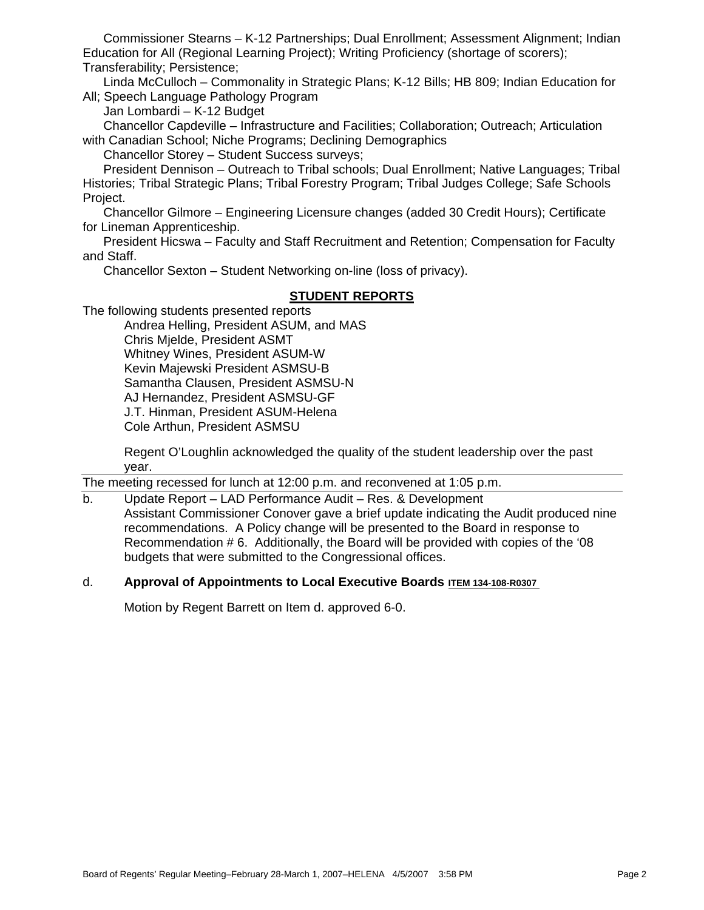Commissioner Stearns – K-12 Partnerships; Dual Enrollment; Assessment Alignment; Indian Education for All (Regional Learning Project); Writing Proficiency (shortage of scorers); Transferability; Persistence;

Linda McCulloch – Commonality in Strategic Plans; K-12 Bills; HB 809; Indian Education for All; Speech Language Pathology Program

Jan Lombardi – K-12 Budget

Chancellor Capdeville – Infrastructure and Facilities; Collaboration; Outreach; Articulation with Canadian School; Niche Programs; Declining Demographics

Chancellor Storey – Student Success surveys;

President Dennison – Outreach to Tribal schools; Dual Enrollment; Native Languages; Tribal Histories; Tribal Strategic Plans; Tribal Forestry Program; Tribal Judges College; Safe Schools Project.

Chancellor Gilmore – Engineering Licensure changes (added 30 Credit Hours); Certificate for Lineman Apprenticeship.

President Hicswa – Faculty and Staff Recruitment and Retention; Compensation for Faculty and Staff.

Chancellor Sexton – Student Networking on-line (loss of privacy).

## STUDENT REPORTS

The following students presented reports

Andrea Helling, President ASUM, and MAS
Chris Mjelde, President ASMT
Whitney Wines, President ASUM-W
Kevin Majewski President ASMSU-B
Samantha Clausen, President ASMSU-N
AJ Hernandez, President ASMSU-GF
J.T. Hinman, President ASUM-Helena
Cole Arthun, President ASMSU

Regent O'Loughlin acknowledged the quality of the student leadership over the past year.

---

The meeting recessed for lunch at 12:00 p.m. and reconvened at 1:05 p.m.

---

b. Update Report – LAD Performance Audit – Res. & Development
Assistant Commissioner Conover gave a brief update indicating the Audit produced nine recommendations. A Policy change will be presented to the Board in response to Recommendation # 6. Additionally, the Board will be provided with copies of the '08 budgets that were submitted to the Congressional offices.

d. **Approval of Appointments to Local Executive Boards** **ITEM 134-108-R0307**

Motion by Regent Barrett on Item d. approved 6-0.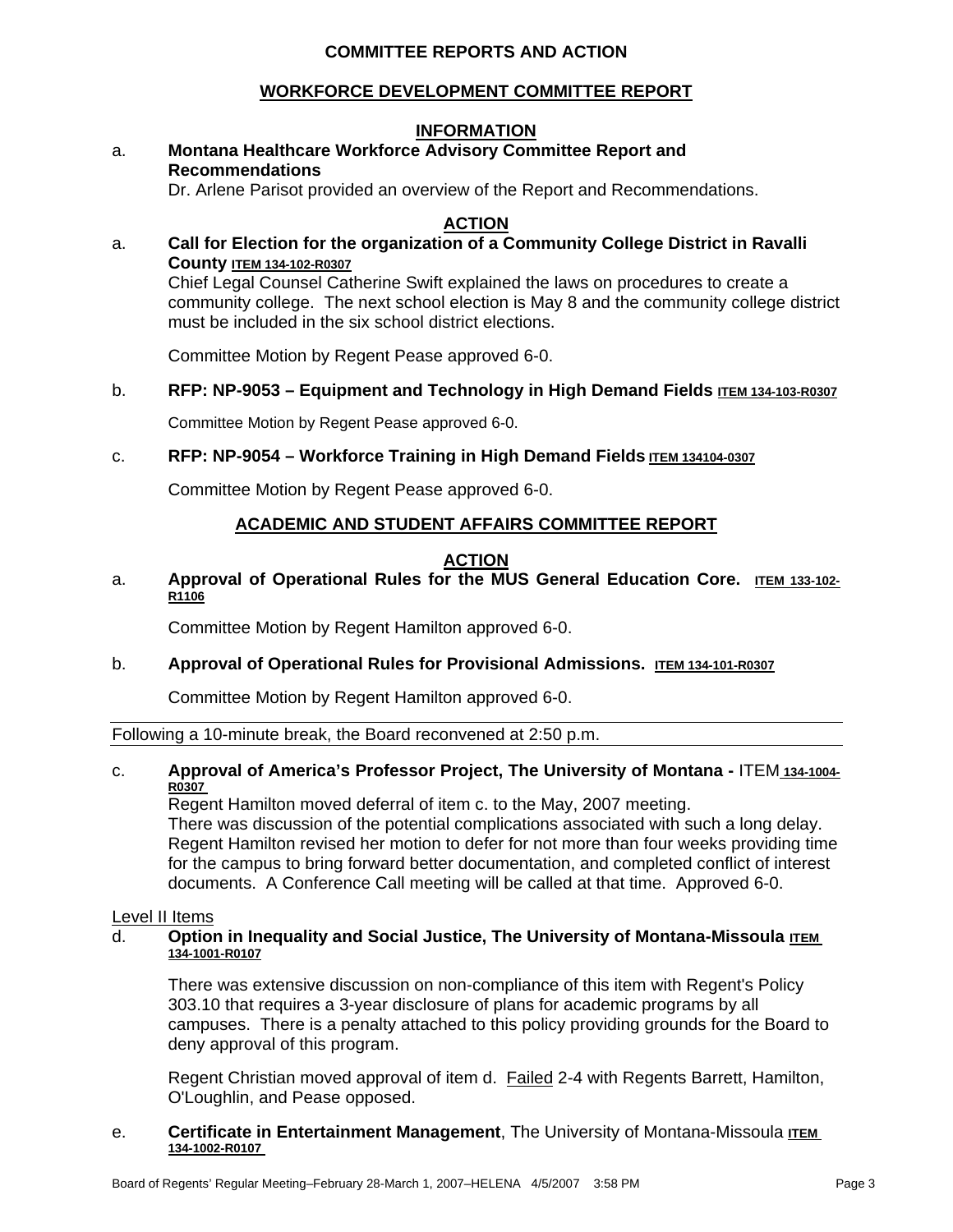## COMMITTEE REPORTS AND ACTION

## WORKFORCE DEVELOPMENT COMMITTEE REPORT

### INFORMATION

a. **Montana Healthcare Workforce Advisory Committee Report and Recommendations**
Dr. Arlene Parisot provided an overview of the Report and Recommendations.

### ACTION

a. **Call for Election for the organization of a Community College District in Ravalli County** **ITEM 134-102-R0307**
Chief Legal Counsel Catherine Swift explained the laws on procedures to create a community college. The next school election is May 8 and the community college district must be included in the six school district elections.

Committee Motion by Regent Pease approved 6-0.

b. **RFP: NP-9053 – Equipment and Technology in High Demand Fields** **ITEM 134-103-R0307**

Committee Motion by Regent Pease approved 6-0.

c. **RFP: NP-9054 – Workforce Training in High Demand Fields** **ITEM 134104-0307**

Committee Motion by Regent Pease approved 6-0.

## ACADEMIC AND STUDENT AFFAIRS COMMITTEE REPORT

### ACTION

a. **Approval of Operational Rules for the MUS General Education Core.** **ITEM 133-102-R1106**

Committee Motion by Regent Hamilton approved 6-0.

b. **Approval of Operational Rules for Provisional Admissions.** **ITEM 134-101-R0307**

Committee Motion by Regent Hamilton approved 6-0.

Following a 10-minute break, the Board reconvened at 2:50 p.m.

c. **Approval of America's Professor Project, The University of Montana -** ITEM **134-1004-R0307**
Regent Hamilton moved deferral of item c. to the May, 2007 meeting.
There was discussion of the potential complications associated with such a long delay. Regent Hamilton revised her motion to defer for not more than four weeks providing time for the campus to bring forward better documentation, and completed conflict of interest documents. A Conference Call meeting will be called at that time. Approved 6-0.

Level II Items

d. **Option in Inequality and Social Justice, The University of Montana-Missoula** **ITEM 134-1001-R0107**

There was extensive discussion on non-compliance of this item with Regent's Policy 303.10 that requires a 3-year disclosure of plans for academic programs by all campuses. There is a penalty attached to this policy providing grounds for the Board to deny approval of this program.

Regent Christian moved approval of item d. Failed 2-4 with Regents Barrett, Hamilton, O'Loughlin, and Pease opposed.

e. **Certificate in Entertainment Management**, The University of Montana-Missoula **ITEM 134-1002-R0107**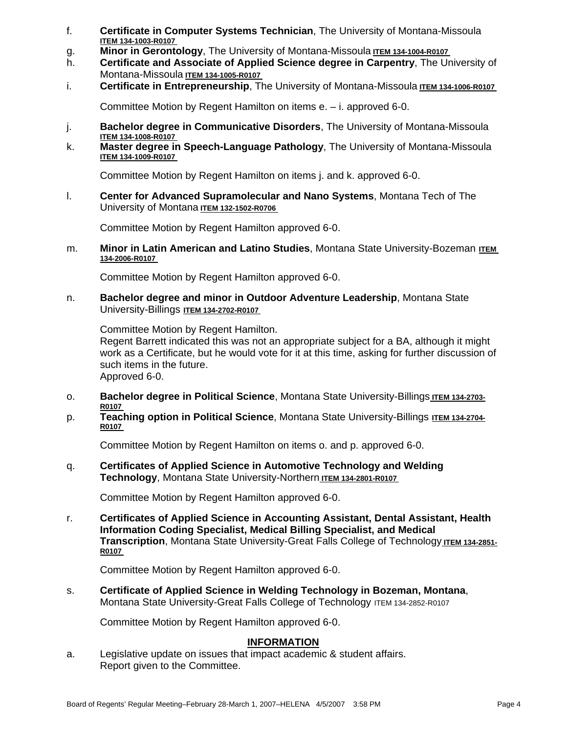f. **Certificate in Computer Systems Technician**, The University of Montana-Missoula **ITEM 134-1003-R0107**

g. **Minor in Gerontology**, The University of Montana-Missoula **ITEM 134-1004-R0107**

h. **Certificate and Associate of Applied Science degree in Carpentry**, The University of Montana-Missoula **ITEM 134-1005-R0107**

i. **Certificate in Entrepreneurship**, The University of Montana-Missoula **ITEM 134-1006-R0107**

Committee Motion by Regent Hamilton on items e. – i. approved 6-0.

j. **Bachelor degree in Communicative Disorders**, The University of Montana-Missoula **ITEM 134-1008-R0107**

k. **Master degree in Speech-Language Pathology**, The University of Montana-Missoula **ITEM 134-1009-R0107**

Committee Motion by Regent Hamilton on items j. and k. approved 6-0.

l. **Center for Advanced Supramolecular and Nano Systems**, Montana Tech of The University of Montana **ITEM 132-1502-R0706**

Committee Motion by Regent Hamilton approved 6-0.

m. **Minor in Latin American and Latino Studies**, Montana State University-Bozeman **ITEM 134-2006-R0107**

Committee Motion by Regent Hamilton approved 6-0.

n. **Bachelor degree and minor in Outdoor Adventure Leadership**, Montana State University-Billings **ITEM 134-2702-R0107**

Committee Motion by Regent Hamilton.
Regent Barrett indicated this was not an appropriate subject for a BA, although it might work as a Certificate, but he would vote for it at this time, asking for further discussion of such items in the future.
Approved 6-0.

o. **Bachelor degree in Political Science**, Montana State University-Billings **ITEM 134-2703-R0107**

p. **Teaching option in Political Science**, Montana State University-Billings **ITEM 134-2704-R0107**

Committee Motion by Regent Hamilton on items o. and p. approved 6-0.

q. **Certificates of Applied Science in Automotive Technology and Welding Technology**, Montana State University-Northern **ITEM 134-2801-R0107**

Committee Motion by Regent Hamilton approved 6-0.

r. **Certificates of Applied Science in Accounting Assistant, Dental Assistant, Health Information Coding Specialist, Medical Billing Specialist, and Medical Transcription**, Montana State University-Great Falls College of Technology **ITEM 134-2851-R0107**

Committee Motion by Regent Hamilton approved 6-0.

s. **Certificate of Applied Science in Welding Technology in Bozeman, Montana**, Montana State University-Great Falls College of Technology ITEM 134-2852-R0107

Committee Motion by Regent Hamilton approved 6-0.

## INFORMATION

a. Legislative update on issues that impact academic & student affairs.
Report given to the Committee.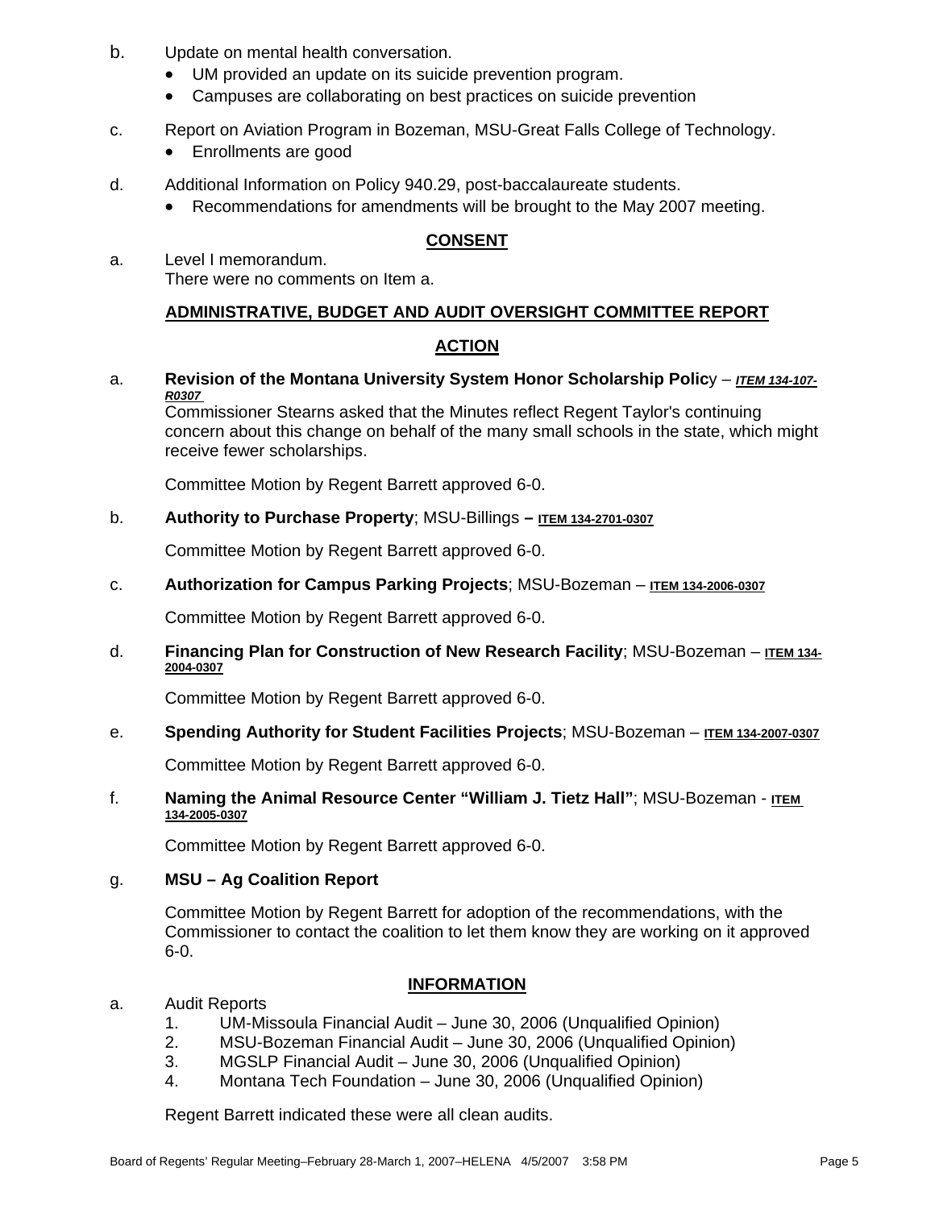b. Update on mental health conversation.
   - UM provided an update on its suicide prevention program.
   - Campuses are collaborating on best practices on suicide prevention

c. Report on Aviation Program in Bozeman, MSU-Great Falls College of Technology.
   - Enrollments are good

d. Additional Information on Policy 940.29, post-baccalaureate students.
   - Recommendations for amendments will be brought to the May 2007 meeting.

**CONSENT**

a. Level I memorandum.
   There were no comments on Item a.

**ADMINISTRATIVE, BUDGET AND AUDIT OVERSIGHT COMMITTEE REPORT**

**ACTION**

a. **Revision of the Montana University System Honor Scholarship Polic**y – ***ITEM 134-107-R0307***
   Commissioner Stearns asked that the Minutes reflect Regent Taylor's continuing concern about this change on behalf of the many small schools in the state, which might receive fewer scholarships.

   Committee Motion by Regent Barrett approved 6-0.

b. **Authority to Purchase Property**; MSU-Billings **–** **ITEM 134-2701-0307**

   Committee Motion by Regent Barrett approved 6-0.

c. **Authorization for Campus Parking Projects**; MSU-Bozeman – **ITEM 134-2006-0307**

   Committee Motion by Regent Barrett approved 6-0.

d. **Financing Plan for Construction of New Research Facility**; MSU-Bozeman – **ITEM 134-2004-0307**

   Committee Motion by Regent Barrett approved 6-0.

e. **Spending Authority for Student Facilities Projects**; MSU-Bozeman – **ITEM 134-2007-0307**

   Committee Motion by Regent Barrett approved 6-0.

f. **Naming the Animal Resource Center "William J. Tietz Hall"**; MSU-Bozeman - **ITEM 134-2005-0307**

   Committee Motion by Regent Barrett approved 6-0.

g. **MSU – Ag Coalition Report**

   Committee Motion by Regent Barrett for adoption of the recommendations, with the Commissioner to contact the coalition to let them know they are working on it approved 6-0.

**INFORMATION**

a. Audit Reports
   1. UM-Missoula Financial Audit – June 30, 2006 (Unqualified Opinion)
   2. MSU-Bozeman Financial Audit – June 30, 2006 (Unqualified Opinion)
   3. MGSLP Financial Audit – June 30, 2006 (Unqualified Opinion)
   4. Montana Tech Foundation – June 30, 2006 (Unqualified Opinion)

   Regent Barrett indicated these were all clean audits.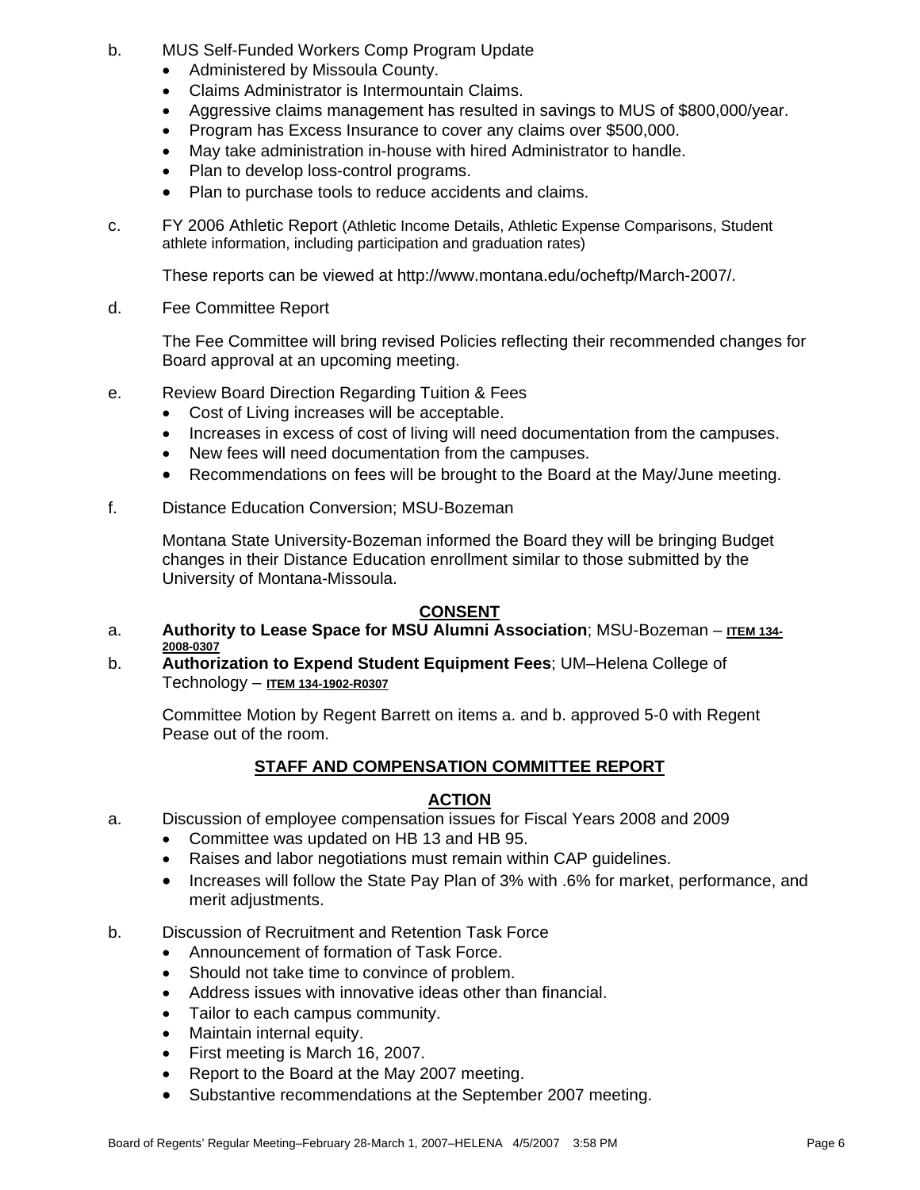b. MUS Self-Funded Workers Comp Program Update
- Administered by Missoula County.
- Claims Administrator is Intermountain Claims.
- Aggressive claims management has resulted in savings to MUS of $800,000/year.
- Program has Excess Insurance to cover any claims over $500,000.
- May take administration in-house with hired Administrator to handle.
- Plan to develop loss-control programs.
- Plan to purchase tools to reduce accidents and claims.

c. FY 2006 Athletic Report (Athletic Income Details, Athletic Expense Comparisons, Student athlete information, including participation and graduation rates)

These reports can be viewed at http://www.montana.edu/ocheftp/March-2007/.

d. Fee Committee Report

The Fee Committee will bring revised Policies reflecting their recommended changes for Board approval at an upcoming meeting.

e. Review Board Direction Regarding Tuition & Fees
- Cost of Living increases will be acceptable.
- Increases in excess of cost of living will need documentation from the campuses.
- New fees will need documentation from the campuses.
- Recommendations on fees will be brought to the Board at the May/June meeting.

f. Distance Education Conversion; MSU-Bozeman

Montana State University-Bozeman informed the Board they will be bringing Budget changes in their Distance Education enrollment similar to those submitted by the University of Montana-Missoula.

## CONSENT

a. **Authority to Lease Space for MSU Alumni Association**; MSU-Bozeman – **ITEM 134-2008-0307**

b. **Authorization to Expend Student Equipment Fees**; UM–Helena College of Technology – **ITEM 134-1902-R0307**

Committee Motion by Regent Barrett on items a. and b. approved 5-0 with Regent Pease out of the room.

## STAFF AND COMPENSATION COMMITTEE REPORT

## ACTION

a. Discussion of employee compensation issues for Fiscal Years 2008 and 2009
- Committee was updated on HB 13 and HB 95.
- Raises and labor negotiations must remain within CAP guidelines.
- Increases will follow the State Pay Plan of 3% with .6% for market, performance, and merit adjustments.

b. Discussion of Recruitment and Retention Task Force
- Announcement of formation of Task Force.
- Should not take time to convince of problem.
- Address issues with innovative ideas other than financial.
- Tailor to each campus community.
- Maintain internal equity.
- First meeting is March 16, 2007.
- Report to the Board at the May 2007 meeting.
- Substantive recommendations at the September 2007 meeting.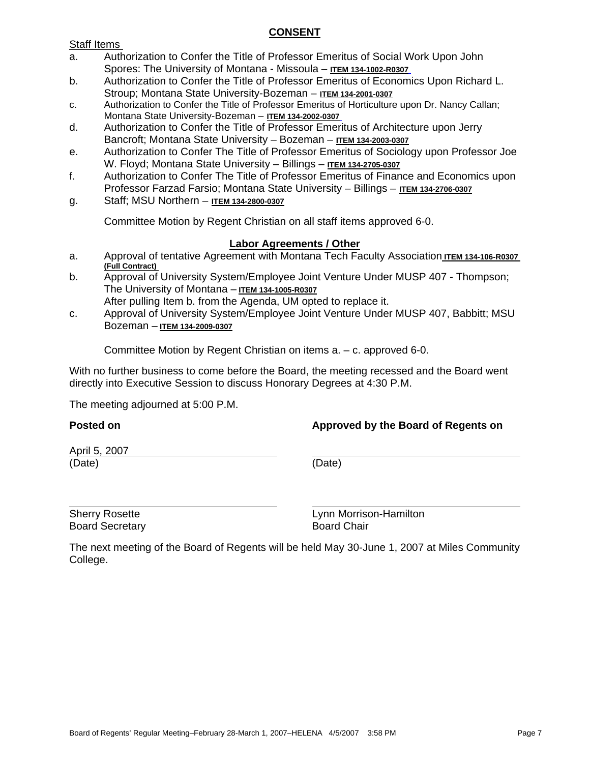## CONSENT

Staff Items

a. Authorization to Confer the Title of Professor Emeritus of Social Work Upon John Spores: The University of Montana - Missoula – **ITEM 134-1002-R0307**

b. Authorization to Confer the Title of Professor Emeritus of Economics Upon Richard L. Stroup; Montana State University-Bozeman – **ITEM 134-2001-0307**

c. Authorization to Confer the Title of Professor Emeritus of Horticulture upon Dr. Nancy Callan; Montana State University-Bozeman – **ITEM 134-2002-0307**

d. Authorization to Confer the Title of Professor Emeritus of Architecture upon Jerry Bancroft; Montana State University – Bozeman – **ITEM 134-2003-0307**

e. Authorization to Confer The Title of Professor Emeritus of Sociology upon Professor Joe W. Floyd; Montana State University – Billings – **ITEM 134-2705-0307**

f. Authorization to Confer The Title of Professor Emeritus of Finance and Economics upon Professor Farzad Farsio; Montana State University – Billings – **ITEM 134-2706-0307**

g. Staff; MSU Northern – **ITEM 134-2800-0307**

Committee Motion by Regent Christian on all staff items approved 6-0.

### Labor Agreements / Other

a. Approval of tentative Agreement with Montana Tech Faculty Association **ITEM 134-106-R0307 (Full Contract)**

b. Approval of University System/Employee Joint Venture Under MUSP 407 - Thompson; The University of Montana – **ITEM 134-1005-R0307**
After pulling Item b. from the Agenda, UM opted to replace it.

c. Approval of University System/Employee Joint Venture Under MUSP 407, Babbitt; MSU Bozeman – **ITEM 134-2009-0307**

Committee Motion by Regent Christian on items a. – c. approved 6-0.

With no further business to come before the Board, the meeting recessed and the Board went directly into Executive Session to discuss Honorary Degrees at 4:30 P.M.

The meeting adjourned at 5:00 P.M.

**Posted on** **Approved by the Board of Regents on**

April 5, 2007
(Date) (Date)

Sherry Rosette
Board Secretary

Lynn Morrison-Hamilton
Board Chair

The next meeting of the Board of Regents will be held May 30-June 1, 2007 at Miles Community College.